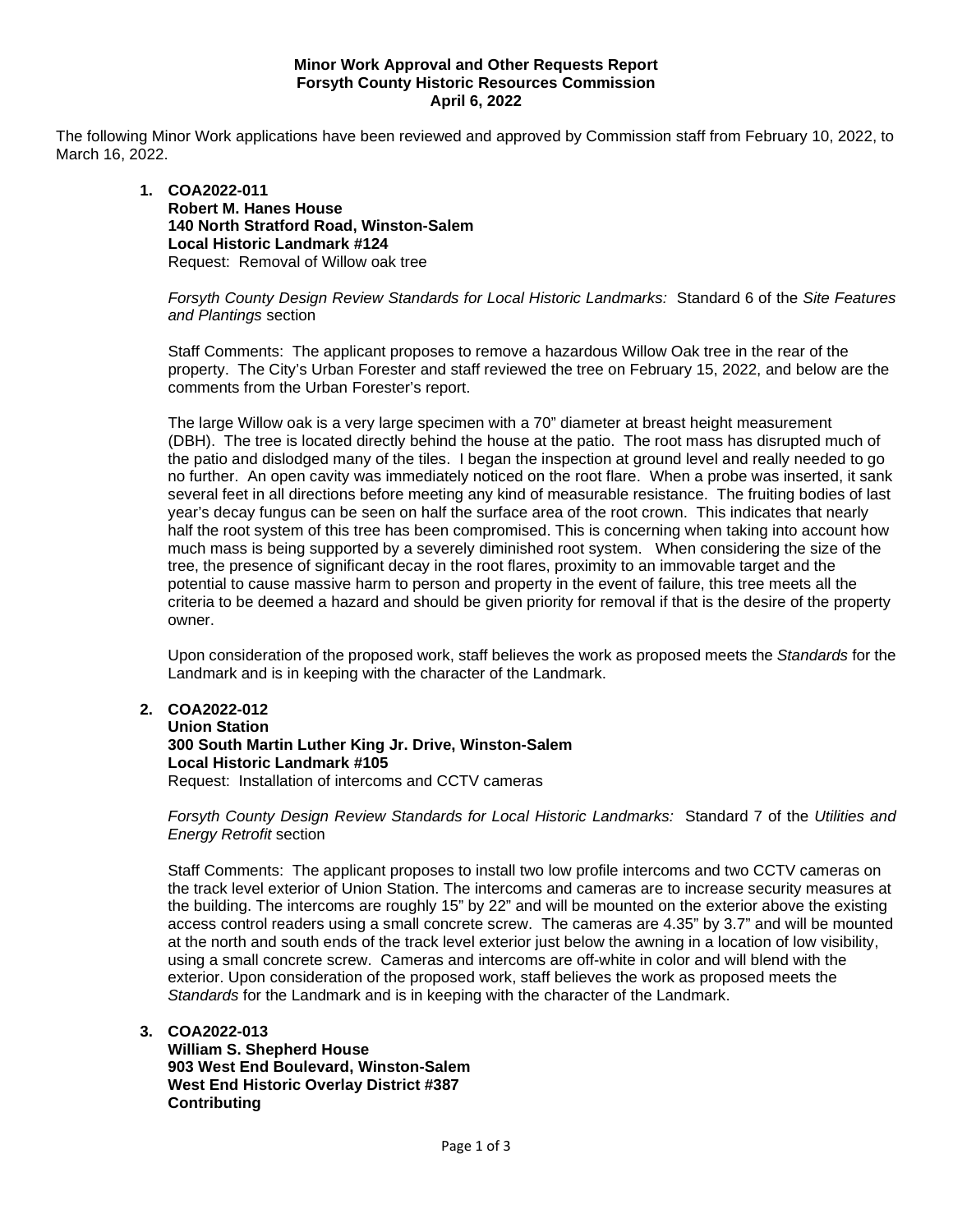**Minor Work Approval and Other Requests Report**
**Forsyth County Historic Resources Commission**
**April 6, 2022**

The following Minor Work applications have been reviewed and approved by Commission staff from February 10, 2022, to March 16, 2022.

1. **COA2022-011**
   **Robert M. Hanes House**
   **140 North Stratford Road, Winston-Salem**
   **Local Historic Landmark #124**
   Request: Removal of Willow oak tree

   *Forsyth County Design Review Standards for Local Historic Landmarks:* Standard 6 of the *Site Features and Plantings* section

   Staff Comments: The applicant proposes to remove a hazardous Willow Oak tree in the rear of the property. The City's Urban Forester and staff reviewed the tree on February 15, 2022, and below are the comments from the Urban Forester's report.

   The large Willow oak is a very large specimen with a 70" diameter at breast height measurement (DBH). The tree is located directly behind the house at the patio. The root mass has disrupted much of the patio and dislodged many of the tiles. I began the inspection at ground level and really needed to go no further. An open cavity was immediately noticed on the root flare. When a probe was inserted, it sank several feet in all directions before meeting any kind of measurable resistance. The fruiting bodies of last year's decay fungus can be seen on half the surface area of the root crown. This indicates that nearly half the root system of this tree has been compromised. This is concerning when taking into account how much mass is being supported by a severely diminished root system. When considering the size of the tree, the presence of significant decay in the root flares, proximity to an immovable target and the potential to cause massive harm to person and property in the event of failure, this tree meets all the criteria to be deemed a hazard and should be given priority for removal if that is the desire of the property owner.

   Upon consideration of the proposed work, staff believes the work as proposed meets the *Standards* for the Landmark and is in keeping with the character of the Landmark.

2. **COA2022-012**
   **Union Station**
   **300 South Martin Luther King Jr. Drive, Winston-Salem**
   **Local Historic Landmark #105**
   Request: Installation of intercoms and CCTV cameras

   *Forsyth County Design Review Standards for Local Historic Landmarks:* Standard 7 of the *Utilities and Energy Retrofit* section

   Staff Comments: The applicant proposes to install two low profile intercoms and two CCTV cameras on the track level exterior of Union Station. The intercoms and cameras are to increase security measures at the building. The intercoms are roughly 15" by 22" and will be mounted on the exterior above the existing access control readers using a small concrete screw. The cameras are 4.35" by 3.7" and will be mounted at the north and south ends of the track level exterior just below the awning in a location of low visibility, using a small concrete screw. Cameras and intercoms are off-white in color and will blend with the exterior. Upon consideration of the proposed work, staff believes the work as proposed meets the *Standards* for the Landmark and is in keeping with the character of the Landmark.

3. **COA2022-013**
   **William S. Shepherd House**
   **903 West End Boulevard, Winston-Salem**
   **West End Historic Overlay District #387**
   **Contributing**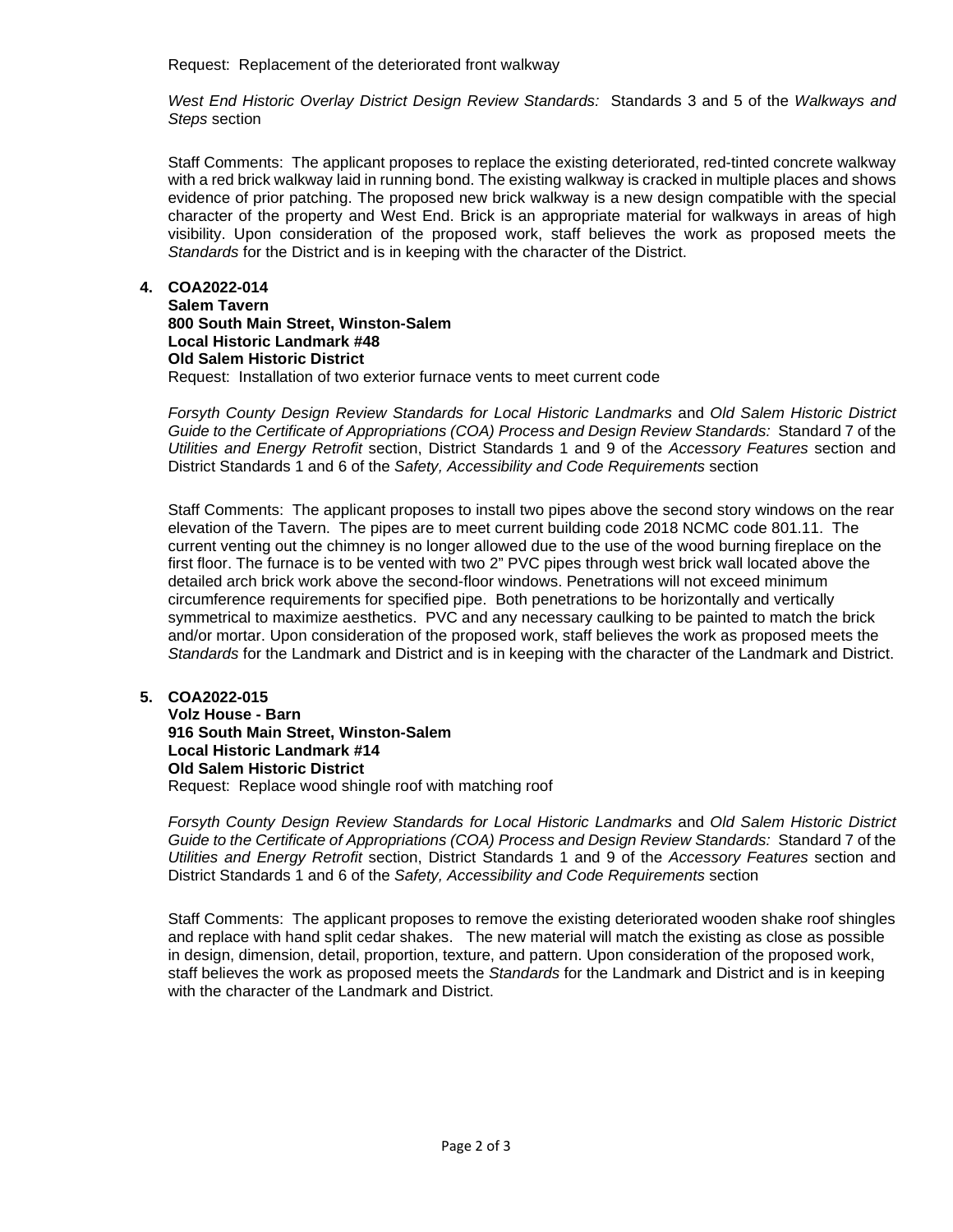Request: Replacement of the deteriorated front walkway

*West End Historic Overlay District Design Review Standards:* Standards 3 and 5 of the *Walkways and Steps* section

Staff Comments: The applicant proposes to replace the existing deteriorated, red-tinted concrete walkway with a red brick walkway laid in running bond. The existing walkway is cracked in multiple places and shows evidence of prior patching. The proposed new brick walkway is a new design compatible with the special character of the property and West End. Brick is an appropriate material for walkways in areas of high visibility. Upon consideration of the proposed work, staff believes the work as proposed meets the *Standards* for the District and is in keeping with the character of the District.

4. **COA2022-014**
   **Salem Tavern**
   **800 South Main Street, Winston-Salem**
   **Local Historic Landmark #48**
   **Old Salem Historic District**
   Request: Installation of two exterior furnace vents to meet current code

   *Forsyth County Design Review Standards for Local Historic Landmarks* and *Old Salem Historic District Guide to the Certificate of Appropriations (COA) Process and Design Review Standards:* Standard 7 of the *Utilities and Energy Retrofit* section, District Standards 1 and 9 of the *Accessory Features* section and District Standards 1 and 6 of the *Safety, Accessibility and Code Requirements* section

   Staff Comments: The applicant proposes to install two pipes above the second story windows on the rear elevation of the Tavern. The pipes are to meet current building code 2018 NCMC code 801.11. The current venting out the chimney is no longer allowed due to the use of the wood burning fireplace on the first floor. The furnace is to be vented with two 2" PVC pipes through west brick wall located above the detailed arch brick work above the second-floor windows. Penetrations will not exceed minimum circumference requirements for specified pipe. Both penetrations to be horizontally and vertically symmetrical to maximize aesthetics. PVC and any necessary caulking to be painted to match the brick and/or mortar. Upon consideration of the proposed work, staff believes the work as proposed meets the *Standards* for the Landmark and District and is in keeping with the character of the Landmark and District.

5. **COA2022-015**
   **Volz House - Barn**
   **916 South Main Street, Winston-Salem**
   **Local Historic Landmark #14**
   **Old Salem Historic District**
   Request: Replace wood shingle roof with matching roof

   *Forsyth County Design Review Standards for Local Historic Landmarks* and *Old Salem Historic District Guide to the Certificate of Appropriations (COA) Process and Design Review Standards:* Standard 7 of the *Utilities and Energy Retrofit* section, District Standards 1 and 9 of the *Accessory Features* section and District Standards 1 and 6 of the *Safety, Accessibility and Code Requirements* section

   Staff Comments: The applicant proposes to remove the existing deteriorated wooden shake roof shingles and replace with hand split cedar shakes. The new material will match the existing as close as possible in design, dimension, detail, proportion, texture, and pattern. Upon consideration of the proposed work, staff believes the work as proposed meets the *Standards* for the Landmark and District and is in keeping with the character of the Landmark and District.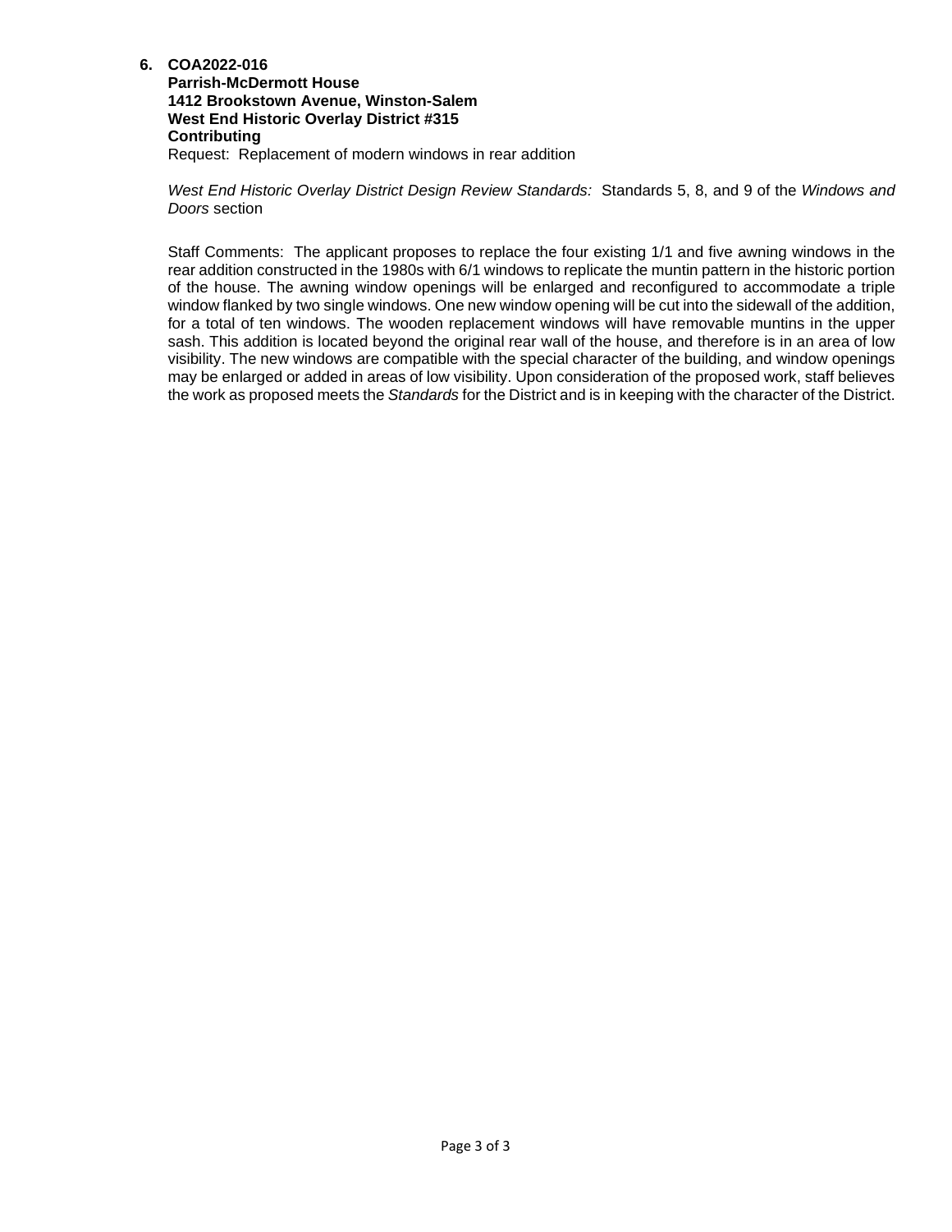6. **COA2022-016**
   **Parrish-McDermott House**
   **1412 Brookstown Avenue, Winston-Salem**
   **West End Historic Overlay District #315**
   **Contributing**
   Request: Replacement of modern windows in rear addition

   *West End Historic Overlay District Design Review Standards:* Standards 5, 8, and 9 of the *Windows and Doors* section

   Staff Comments: The applicant proposes to replace the four existing 1/1 and five awning windows in the rear addition constructed in the 1980s with 6/1 windows to replicate the muntin pattern in the historic portion of the house. The awning window openings will be enlarged and reconfigured to accommodate a triple window flanked by two single windows. One new window opening will be cut into the sidewall of the addition, for a total of ten windows. The wooden replacement windows will have removable muntins in the upper sash. This addition is located beyond the original rear wall of the house, and therefore is in an area of low visibility. The new windows are compatible with the special character of the building, and window openings may be enlarged or added in areas of low visibility. Upon consideration of the proposed work, staff believes the work as proposed meets the *Standards* for the District and is in keeping with the character of the District.